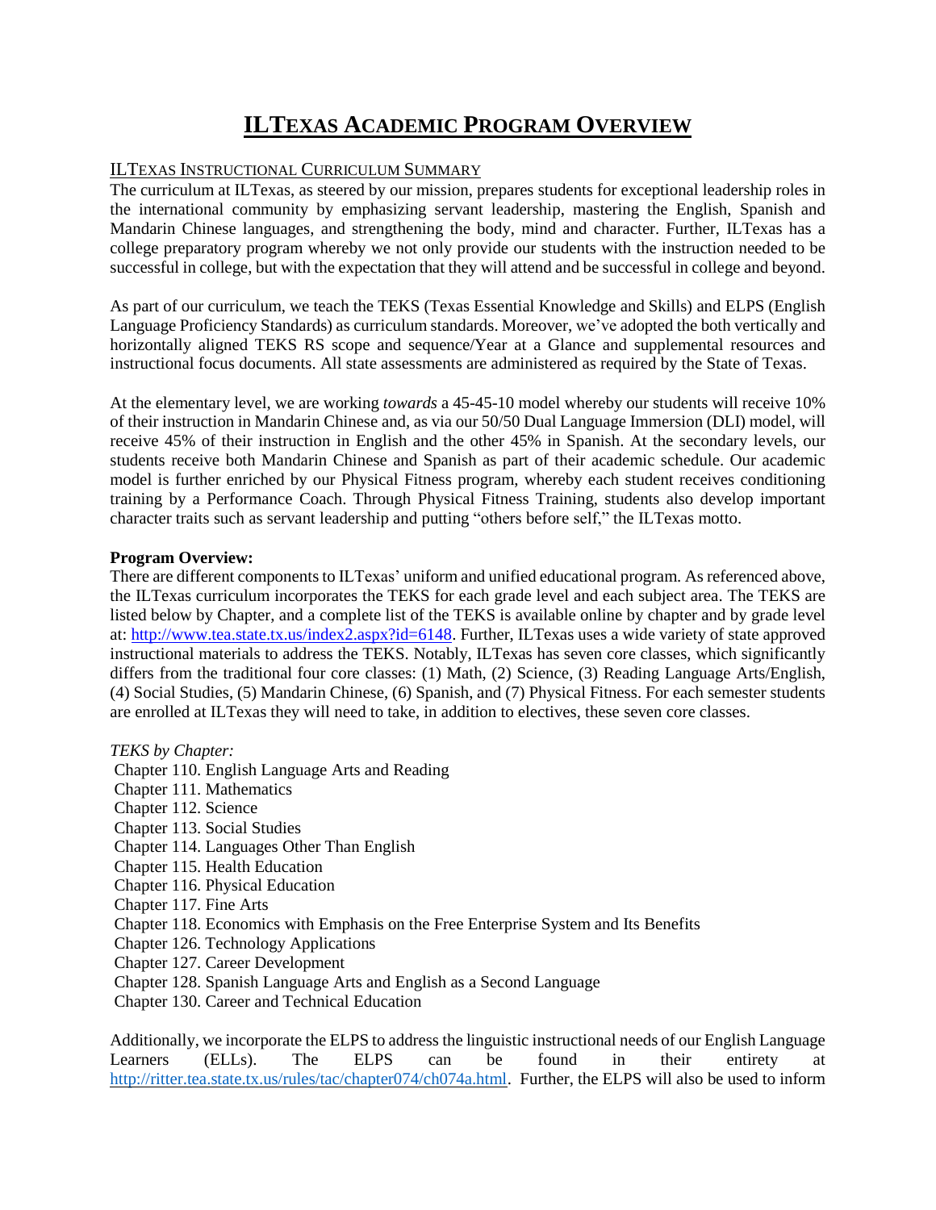# ILTEXAS ACADEMIC PROGRAM OVERVIEW

## ILTEXAS INSTRUCTIONAL CURRICULUM SUMMARY

The curriculum at ILTexas, as steered by our mission, prepares students for exceptional leadership roles in the international community by emphasizing servant leadership, mastering the English, Spanish and Mandarin Chinese languages, and strengthening the body, mind and character. Further, ILTexas has a college preparatory program whereby we not only provide our students with the instruction needed to be successful in college, but with the expectation that they will attend and be successful in college and beyond.

As part of our curriculum, we teach the TEKS (Texas Essential Knowledge and Skills) and ELPS (English Language Proficiency Standards) as curriculum standards. Moreover, we've adopted the both vertically and horizontally aligned TEKS RS scope and sequence/Year at a Glance and supplemental resources and instructional focus documents. All state assessments are administered as required by the State of Texas.

At the elementary level, we are working *towards* a 45-45-10 model whereby our students will receive 10% of their instruction in Mandarin Chinese and, as via our 50/50 Dual Language Immersion (DLI) model, will receive 45% of their instruction in English and the other 45% in Spanish. At the secondary levels, our students receive both Mandarin Chinese and Spanish as part of their academic schedule. Our academic model is further enriched by our Physical Fitness program, whereby each student receives conditioning training by a Performance Coach. Through Physical Fitness Training, students also develop important character traits such as servant leadership and putting "others before self," the ILTexas motto.

**Program Overview:**

There are different components to ILTexas' uniform and unified educational program. As referenced above, the ILTexas curriculum incorporates the TEKS for each grade level and each subject area. The TEKS are listed below by Chapter, and a complete list of the TEKS is available online by chapter and by grade level at: http://www.tea.state.tx.us/index2.aspx?id=6148. Further, ILTexas uses a wide variety of state approved instructional materials to address the TEKS. Notably, ILTexas has seven core classes, which significantly differs from the traditional four core classes: (1) Math, (2) Science, (3) Reading Language Arts/English, (4) Social Studies, (5) Mandarin Chinese, (6) Spanish, and (7) Physical Fitness. For each semester students are enrolled at ILTexas they will need to take, in addition to electives, these seven core classes.

*TEKS by Chapter:*

- Chapter 110. English Language Arts and Reading
- Chapter 111. Mathematics
- Chapter 112. Science
- Chapter 113. Social Studies
- Chapter 114. Languages Other Than English
- Chapter 115. Health Education
- Chapter 116. Physical Education
- Chapter 117. Fine Arts
- Chapter 118. Economics with Emphasis on the Free Enterprise System and Its Benefits
- Chapter 126. Technology Applications
- Chapter 127. Career Development
- Chapter 128. Spanish Language Arts and English as a Second Language
- Chapter 130. Career and Technical Education

Additionally, we incorporate the ELPS to address the linguistic instructional needs of our English Language Learners (ELLs). The ELPS can be found in their entirety at http://ritter.tea.state.tx.us/rules/tac/chapter074/ch074a.html. Further, the ELPS will also be used to inform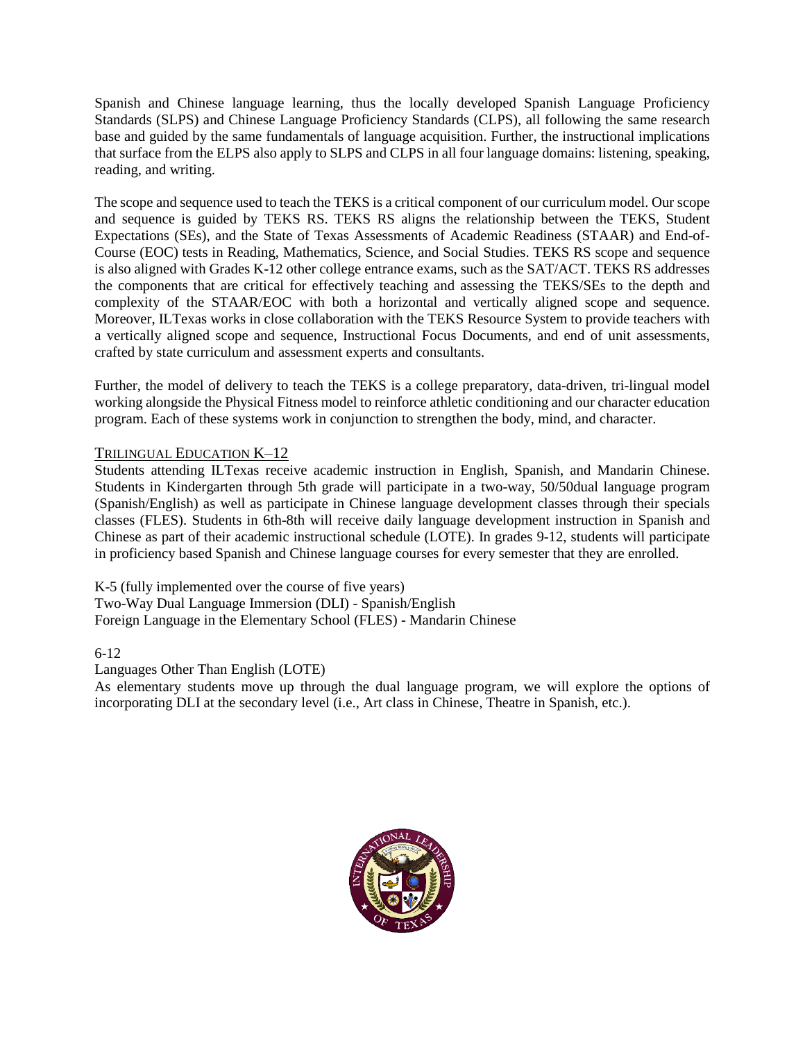Spanish and Chinese language learning, thus the locally developed Spanish Language Proficiency Standards (SLPS) and Chinese Language Proficiency Standards (CLPS), all following the same research base and guided by the same fundamentals of language acquisition. Further, the instructional implications that surface from the ELPS also apply to SLPS and CLPS in all four language domains: listening, speaking, reading, and writing.

The scope and sequence used to teach the TEKS is a critical component of our curriculum model. Our scope and sequence is guided by TEKS RS. TEKS RS aligns the relationship between the TEKS, Student Expectations (SEs), and the State of Texas Assessments of Academic Readiness (STAAR) and End-of-Course (EOC) tests in Reading, Mathematics, Science, and Social Studies. TEKS RS scope and sequence is also aligned with Grades K-12 other college entrance exams, such as the SAT/ACT. TEKS RS addresses the components that are critical for effectively teaching and assessing the TEKS/SEs to the depth and complexity of the STAAR/EOC with both a horizontal and vertically aligned scope and sequence. Moreover, ILTexas works in close collaboration with the TEKS Resource System to provide teachers with a vertically aligned scope and sequence, Instructional Focus Documents, and end of unit assessments, crafted by state curriculum and assessment experts and consultants.

Further, the model of delivery to teach the TEKS is a college preparatory, data-driven, tri-lingual model working alongside the Physical Fitness model to reinforce athletic conditioning and our character education program. Each of these systems work in conjunction to strengthen the body, mind, and character.

## Trilingual Education K–12

Students attending ILTexas receive academic instruction in English, Spanish, and Mandarin Chinese. Students in Kindergarten through 5th grade will participate in a two-way, 50/50dual language program (Spanish/English) as well as participate in Chinese language development classes through their specials classes (FLES). Students in 6th-8th will receive daily language development instruction in Spanish and Chinese as part of their academic instructional schedule (LOTE). In grades 9-12, students will participate in proficiency based Spanish and Chinese language courses for every semester that they are enrolled.

K-5 (fully implemented over the course of five years)
Two-Way Dual Language Immersion (DLI) - Spanish/English
Foreign Language in the Elementary School (FLES) - Mandarin Chinese

6-12
Languages Other Than English (LOTE)
As elementary students move up through the dual language program, we will explore the options of incorporating DLI at the secondary level (i.e., Art class in Chinese, Theatre in Spanish, etc.).